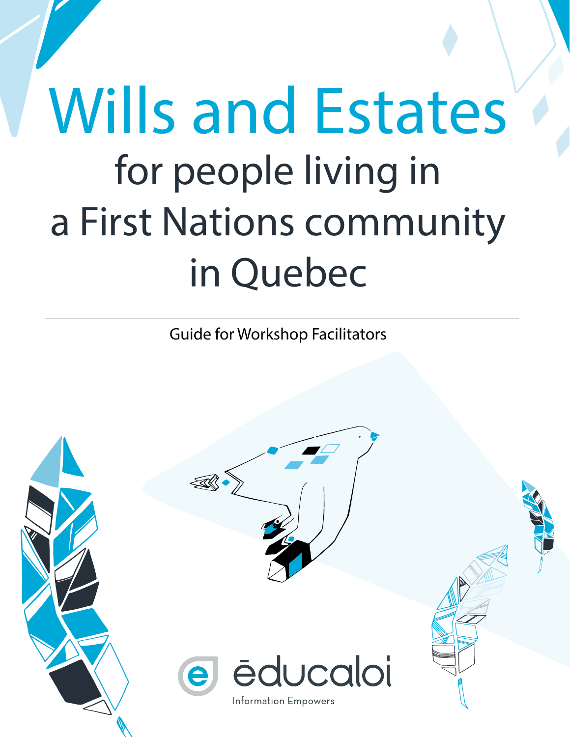# Wills and Estates

## for people living in a First Nations community in Quebec

Guide for Workshop Facilitators

éducaloi

Information Empowers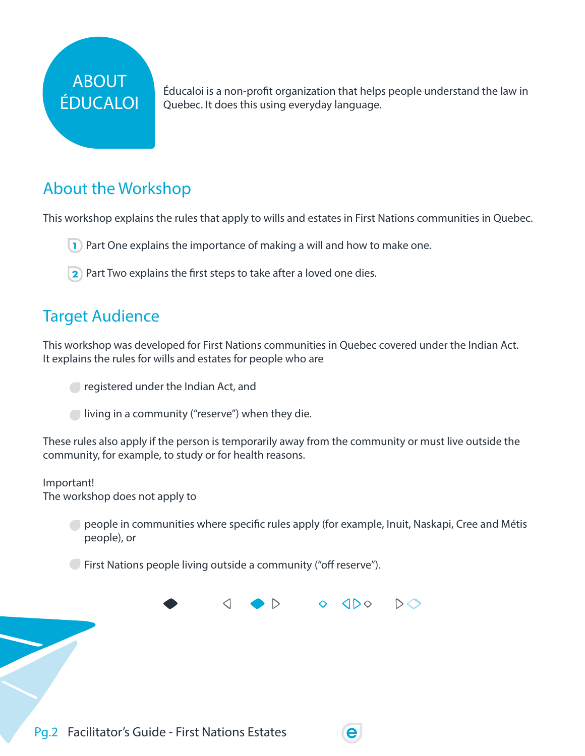## ABOUT ÉDUCALOI

Éducaloi is a non-profit organization that helps people understand the law in Quebec. It does this using everyday language.

## About the Workshop

This workshop explains the rules that apply to wills and estates in First Nations communities in Quebec.

1. Part One explains the importance of making a will and how to make one.
2. Part Two explains the first steps to take after a loved one dies.

## Target Audience

This workshop was developed for First Nations communities in Quebec covered under the Indian Act. It explains the rules for wills and estates for people who are

- registered under the Indian Act, and
- living in a community ("reserve") when they die.

These rules also apply if the person is temporarily away from the community or must live outside the community, for example, to study or for health reasons.

Important!
The workshop does not apply to

- people in communities where specific rules apply (for example, Inuit, Naskapi, Cree and Métis people), or
- First Nations people living outside a community ("off reserve").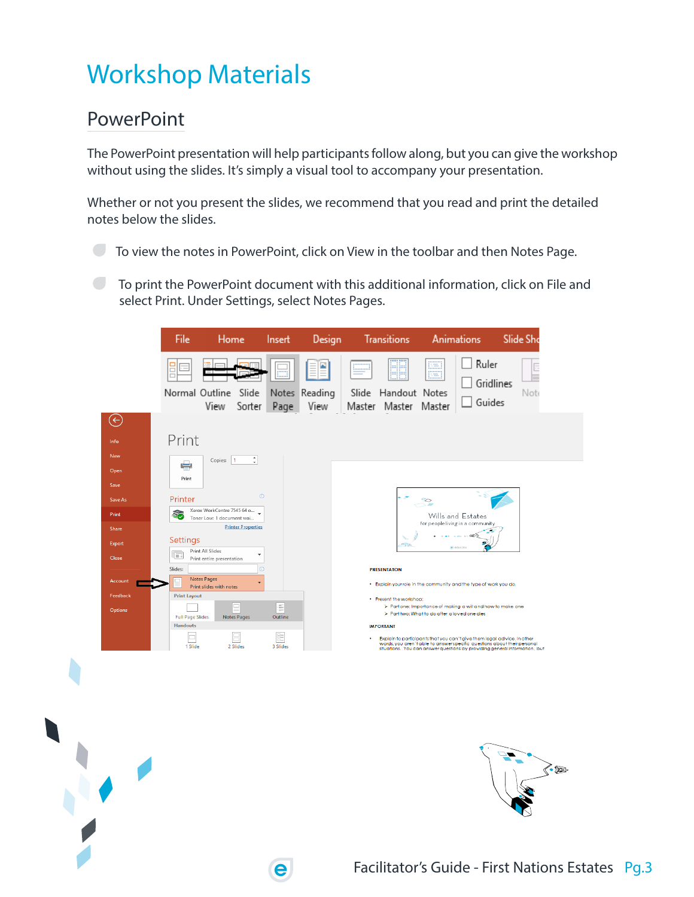# Workshop Materials

## PowerPoint

The PowerPoint presentation will help participants follow along, but you can give the workshop without using the slides. It's simply a visual tool to accompany your presentation.

Whether or not you present the slides, we recommend that you read and print the detailed notes below the slides.

- To view the notes in PowerPoint, click on View in the toolbar and then Notes Page.
- To print the PowerPoint document with this additional information, click on File and select Print. Under Settings, select Notes Pages.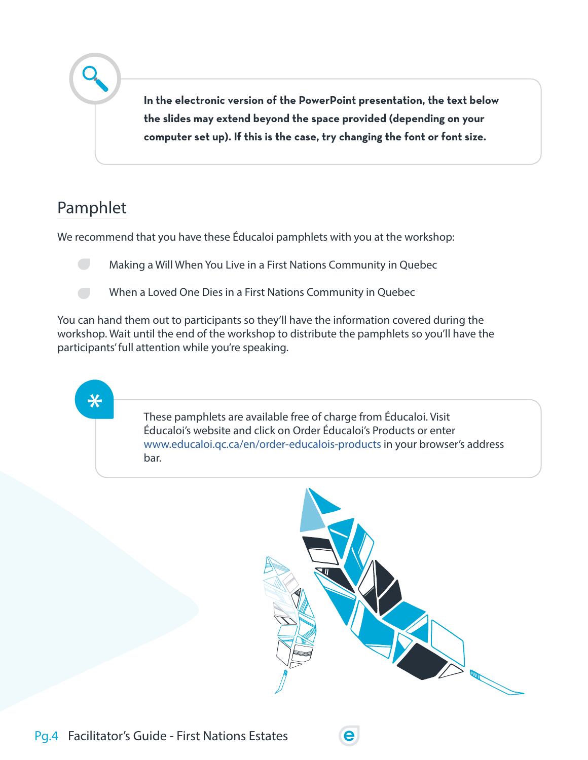**In the electronic version of the PowerPoint presentation, the text below the slides may extend beyond the space provided (depending on your computer set up). If this is the case, try changing the font or font size.**

## Pamphlet

We recommend that you have these Éducaloi pamphlets with you at the workshop:

- Making a Will When You Live in a First Nations Community in Quebec
- When a Loved One Dies in a First Nations Community in Quebec

You can hand them out to participants so they'll have the information covered during the workshop. Wait until the end of the workshop to distribute the pamphlets so you'll have the participants' full attention while you're speaking.

These pamphlets are available free of charge from Éducaloi. Visit Éducaloi's website and click on Order Éducaloi's Products or enter www.educaloi.qc.ca/en/order-educalois-products in your browser's address bar.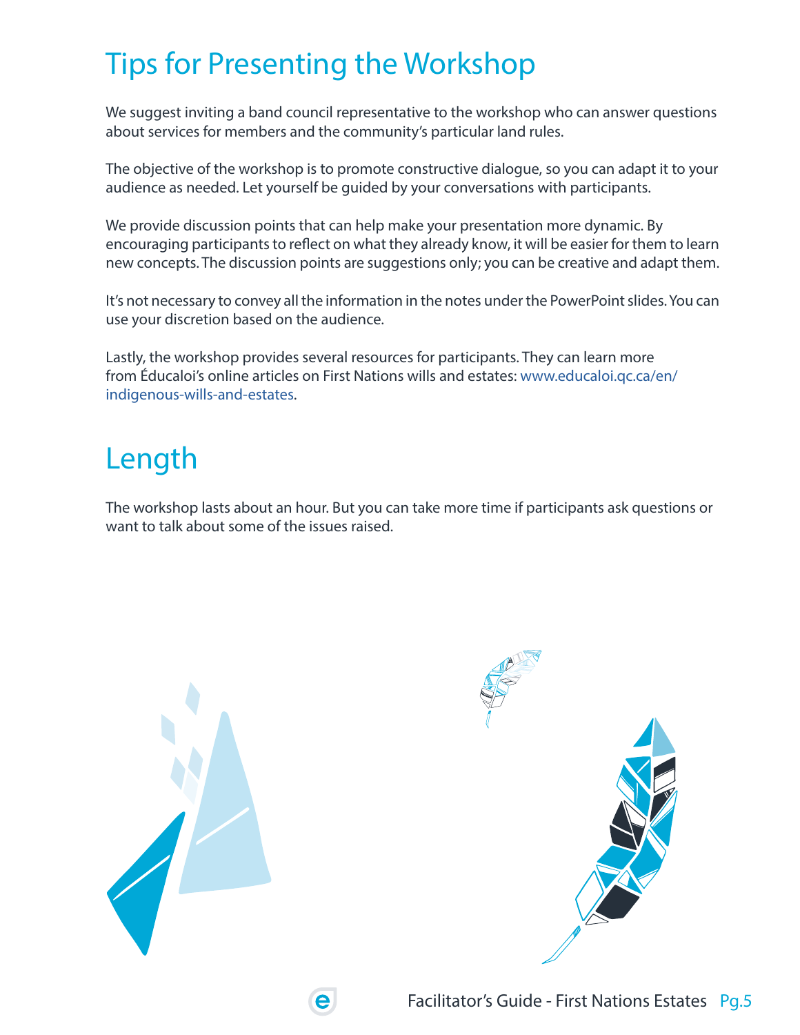# Tips for Presenting the Workshop

We suggest inviting a band council representative to the workshop who can answer questions about services for members and the community's particular land rules.

The objective of the workshop is to promote constructive dialogue, so you can adapt it to your audience as needed. Let yourself be guided by your conversations with participants.

We provide discussion points that can help make your presentation more dynamic. By encouraging participants to reflect on what they already know, it will be easier for them to learn new concepts. The discussion points are suggestions only; you can be creative and adapt them.

It's not necessary to convey all the information in the notes under the PowerPoint slides. You can use your discretion based on the audience.

Lastly, the workshop provides several resources for participants. They can learn more from Éducaloi's online articles on First Nations wills and estates: www.educaloi.qc.ca/en/indigenous-wills-and-estates.

# Length

The workshop lasts about an hour. But you can take more time if participants ask questions or want to talk about some of the issues raised.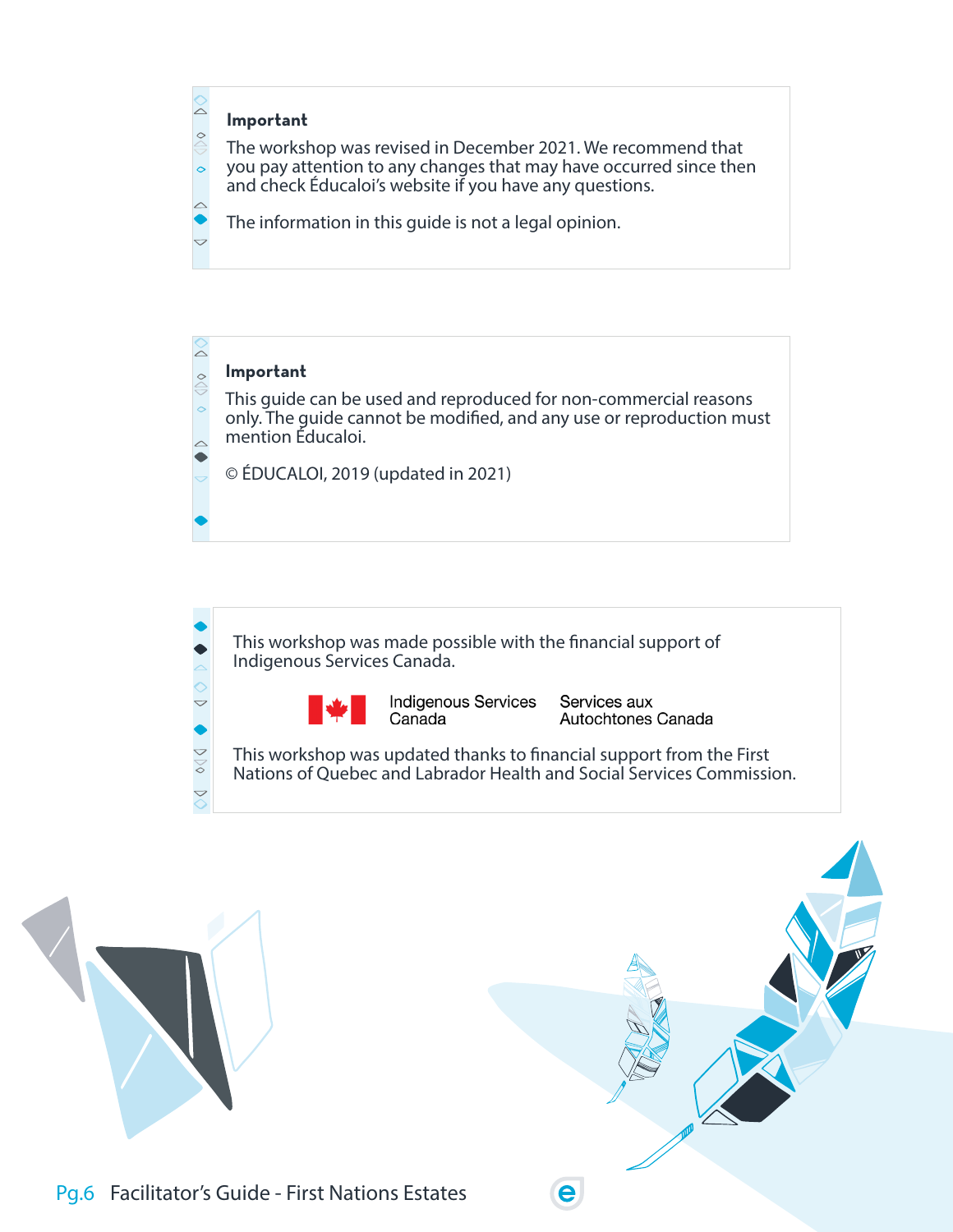**Important**

The workshop was revised in December 2021. We recommend that you pay attention to any changes that may have occurred since then and check Éducaloi's website if you have any questions.

The information in this guide is not a legal opinion.

**Important**

This guide can be used and reproduced for non-commercial reasons only. The guide cannot be modified, and any use or reproduction must mention Éducaloi.

© ÉDUCALOI, 2019 (updated in 2021)

This workshop was made possible with the financial support of Indigenous Services Canada.

Indigenous Services Canada
Services aux Autochtones Canada

This workshop was updated thanks to financial support from the First Nations of Quebec and Labrador Health and Social Services Commission.